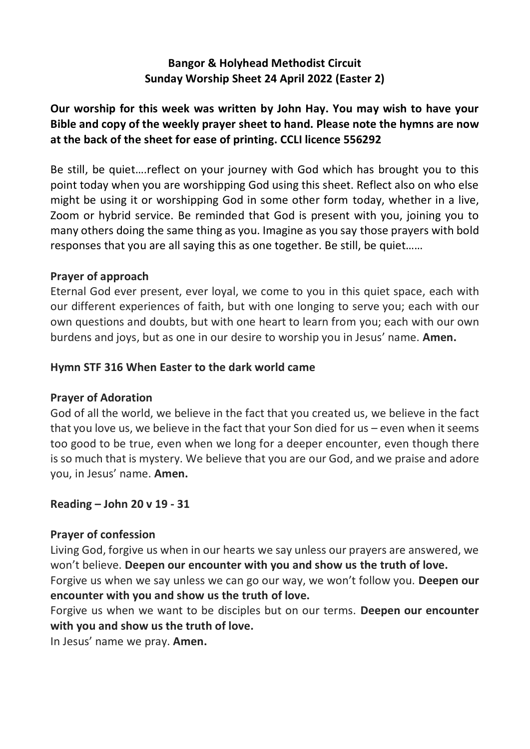**Bangor & Holyhead Methodist Circuit**
**Sunday Worship Sheet 24 April 2022 (Easter 2)**

**Our worship for this week was written by John Hay. You may wish to have your Bible and copy of the weekly prayer sheet to hand. Please note the hymns are now at the back of the sheet for ease of printing. CCLI licence 556292**

Be still, be quiet….reflect on your journey with God which has brought you to this point today when you are worshipping God using this sheet. Reflect also on who else might be using it or worshipping God in some other form today, whether in a live, Zoom or hybrid service. Be reminded that God is present with you, joining you to many others doing the same thing as you. Imagine as you say those prayers with bold responses that you are all saying this as one together. Be still, be quiet……

**Prayer of approach**

Eternal God ever present, ever loyal, we come to you in this quiet space, each with our different experiences of faith, but with one longing to serve you; each with our own questions and doubts, but with one heart to learn from you; each with our own burdens and joys, but as one in our desire to worship you in Jesus' name. **Amen.**

**Hymn STF 316 When Easter to the dark world came**

**Prayer of Adoration**

God of all the world, we believe in the fact that you created us, we believe in the fact that you love us, we believe in the fact that your Son died for us – even when it seems too good to be true, even when we long for a deeper encounter, even though there is so much that is mystery. We believe that you are our God, and we praise and adore you, in Jesus' name. **Amen.**

**Reading – John 20 v 19 - 31**

**Prayer of confession**

Living God, forgive us when in our hearts we say unless our prayers are answered, we won't believe. **Deepen our encounter with you and show us the truth of love.**

Forgive us when we say unless we can go our way, we won't follow you. **Deepen our encounter with you and show us the truth of love.**

Forgive us when we want to be disciples but on our terms. **Deepen our encounter with you and show us the truth of love.**

In Jesus' name we pray. **Amen.**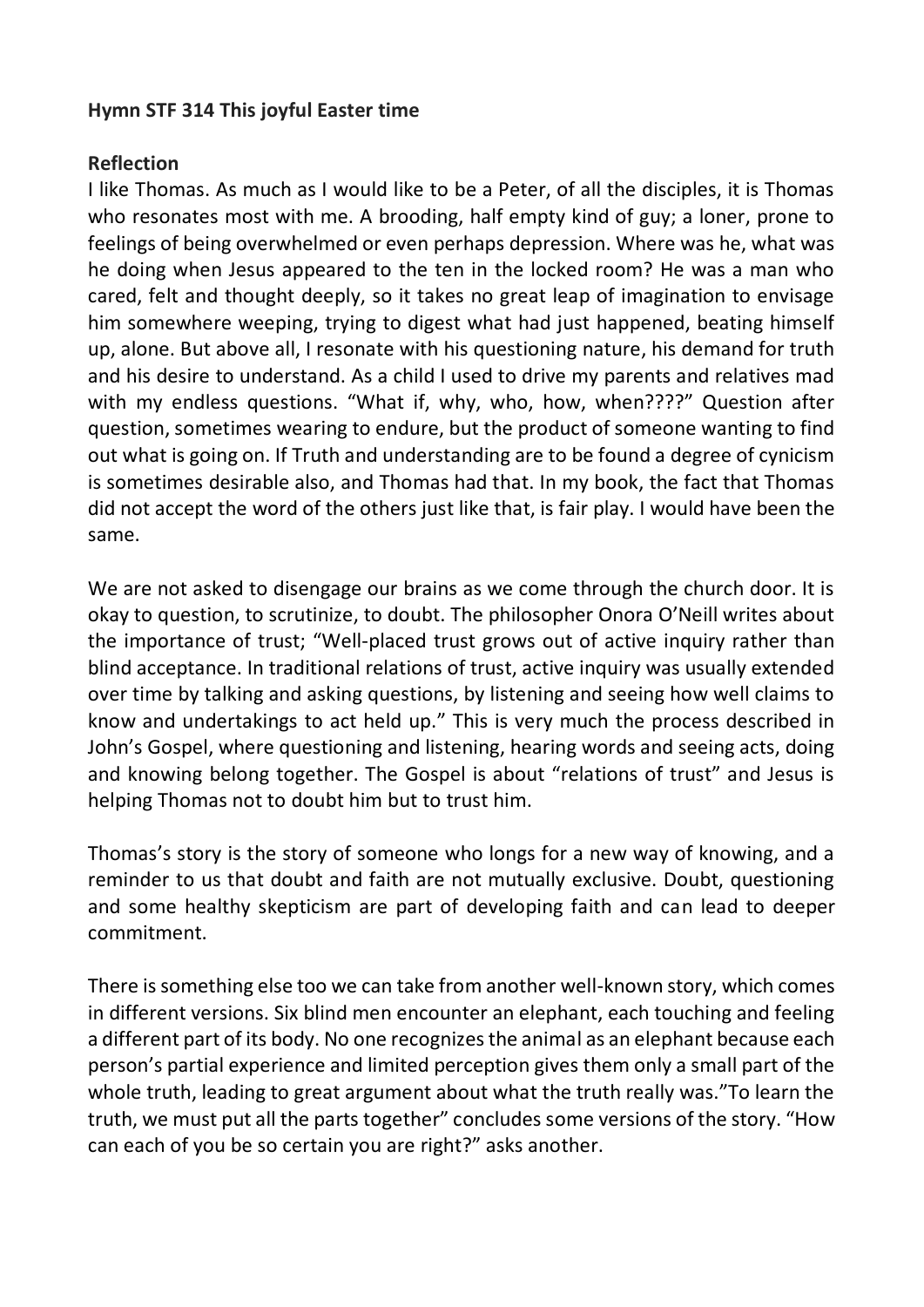**Hymn STF 314 This joyful Easter time**

**Reflection**

I like Thomas. As much as I would like to be a Peter, of all the disciples, it is Thomas who resonates most with me. A brooding, half empty kind of guy; a loner, prone to feelings of being overwhelmed or even perhaps depression. Where was he, what was he doing when Jesus appeared to the ten in the locked room? He was a man who cared, felt and thought deeply, so it takes no great leap of imagination to envisage him somewhere weeping, trying to digest what had just happened, beating himself up, alone. But above all, I resonate with his questioning nature, his demand for truth and his desire to understand. As a child I used to drive my parents and relatives mad with my endless questions. "What if, why, who, how, when????" Question after question, sometimes wearing to endure, but the product of someone wanting to find out what is going on. If Truth and understanding are to be found a degree of cynicism is sometimes desirable also, and Thomas had that. In my book, the fact that Thomas did not accept the word of the others just like that, is fair play. I would have been the same.

We are not asked to disengage our brains as we come through the church door. It is okay to question, to scrutinize, to doubt. The philosopher Onora O'Neill writes about the importance of trust; "Well-placed trust grows out of active inquiry rather than blind acceptance. In traditional relations of trust, active inquiry was usually extended over time by talking and asking questions, by listening and seeing how well claims to know and undertakings to act held up." This is very much the process described in John's Gospel, where questioning and listening, hearing words and seeing acts, doing and knowing belong together. The Gospel is about "relations of trust" and Jesus is helping Thomas not to doubt him but to trust him.

Thomas's story is the story of someone who longs for a new way of knowing, and a reminder to us that doubt and faith are not mutually exclusive. Doubt, questioning and some healthy skepticism are part of developing faith and can lead to deeper commitment.

There is something else too we can take from another well-known story, which comes in different versions. Six blind men encounter an elephant, each touching and feeling a different part of its body. No one recognizes the animal as an elephant because each person's partial experience and limited perception gives them only a small part of the whole truth, leading to great argument about what the truth really was."To learn the truth, we must put all the parts together" concludes some versions of the story. "How can each of you be so certain you are right?" asks another.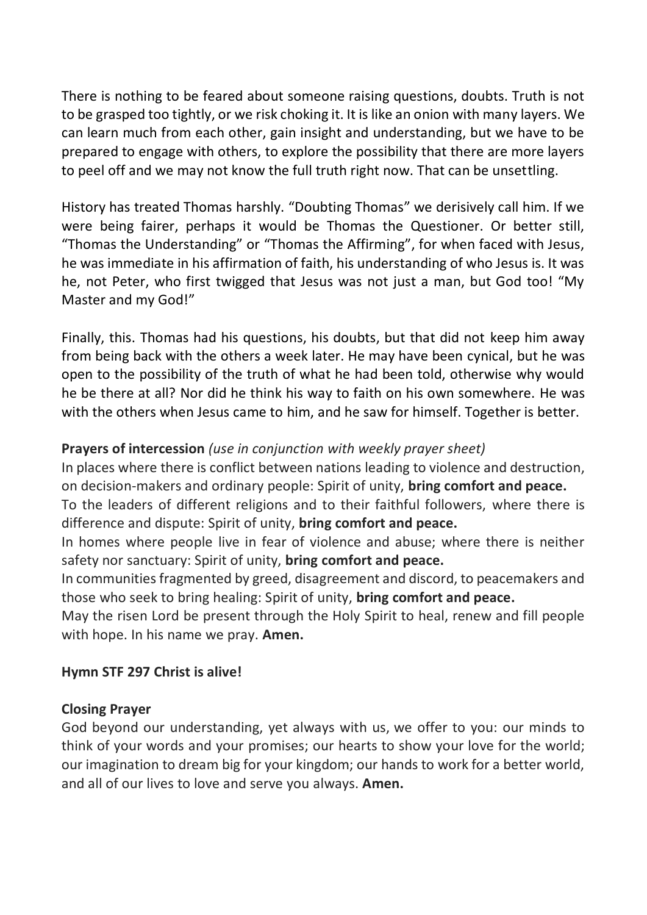There is nothing to be feared about someone raising questions, doubts. Truth is not to be grasped too tightly, or we risk choking it. It is like an onion with many layers. We can learn much from each other, gain insight and understanding, but we have to be prepared to engage with others, to explore the possibility that there are more layers to peel off and we may not know the full truth right now. That can be unsettling.

History has treated Thomas harshly. "Doubting Thomas" we derisively call him. If we were being fairer, perhaps it would be Thomas the Questioner. Or better still, "Thomas the Understanding" or "Thomas the Affirming", for when faced with Jesus, he was immediate in his affirmation of faith, his understanding of who Jesus is. It was he, not Peter, who first twigged that Jesus was not just a man, but God too! "My Master and my God!"

Finally, this. Thomas had his questions, his doubts, but that did not keep him away from being back with the others a week later. He may have been cynical, but he was open to the possibility of the truth of what he had been told, otherwise why would he be there at all? Nor did he think his way to faith on his own somewhere. He was with the others when Jesus came to him, and he saw for himself. Together is better.

**Prayers of intercession** *(use in conjunction with weekly prayer sheet)*

In places where there is conflict between nations leading to violence and destruction, on decision-makers and ordinary people: Spirit of unity, **bring comfort and peace.**
To the leaders of different religions and to their faithful followers, where there is difference and dispute: Spirit of unity, **bring comfort and peace.**
In homes where people live in fear of violence and abuse; where there is neither safety nor sanctuary: Spirit of unity, **bring comfort and peace.**
In communities fragmented by greed, disagreement and discord, to peacemakers and those who seek to bring healing: Spirit of unity, **bring comfort and peace.**
May the risen Lord be present through the Holy Spirit to heal, renew and fill people with hope. In his name we pray. **Amen.**

**Hymn STF 297 Christ is alive!**

**Closing Prayer**

God beyond our understanding, yet always with us, we offer to you: our minds to think of your words and your promises; our hearts to show your love for the world; our imagination to dream big for your kingdom; our hands to work for a better world, and all of our lives to love and serve you always. **Amen.**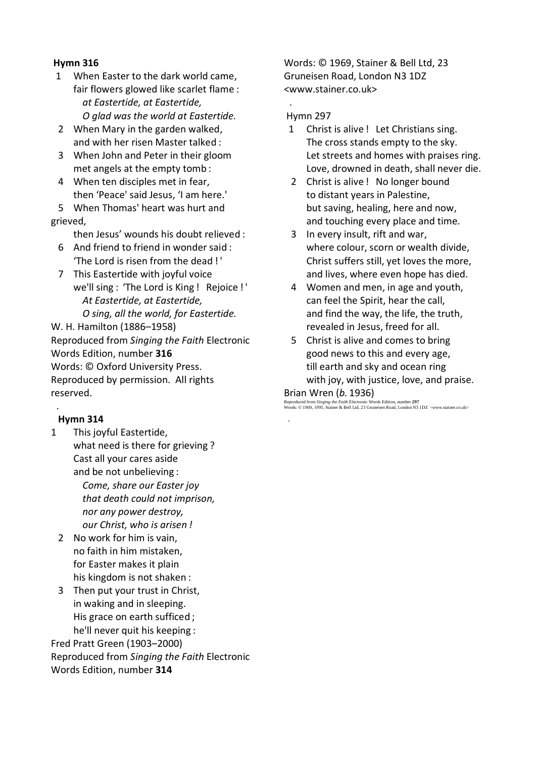**Hymn 316**

1 When Easter to the dark world came,
fair flowers glowed like scarlet flame :
*at Eastertide, at Eastertide,*
*O glad was the world at Eastertide.*

2 When Mary in the garden walked,
and with her risen Master talked :

3 When John and Peter in their gloom
met angels at the empty tomb :

4 When ten disciples met in fear,
then 'Peace' said Jesus, 'I am here.'

5 When Thomas' heart was hurt and grieved,
then Jesus' wounds his doubt relieved :

6 And friend to friend in wonder said :
'The Lord is risen from the dead ! '

7 This Eastertide with joyful voice
we'll sing : 'The Lord is King ! Rejoice ! '
*At Eastertide, at Eastertide,*
*O sing, all the world, for Eastertide.*

W. H. Hamilton (1886–1958)
Reproduced from *Singing the Faith* Electronic Words Edition, number **316**
Words: © Oxford University Press.
Reproduced by permission. All rights reserved.

.

**Hymn 314**

1 This joyful Eastertide,
what need is there for grieving ?
Cast all your cares aside
and be not unbelieving :
*Come, share our Easter joy*
*that death could not imprison,*
*nor any power destroy,*
*our Christ, who is arisen !*

2 No work for him is vain,
no faith in him mistaken,
for Easter makes it plain
his kingdom is not shaken :

3 Then put your trust in Christ,
in waking and in sleeping.
His grace on earth sufficed ;
he'll never quit his keeping :

Fred Pratt Green (1903–2000)
Reproduced from *Singing the Faith* Electronic Words Edition, number **314**
Words: © 1969, Stainer & Bell Ltd, 23 Gruneisen Road, London N3 1DZ <www.stainer.co.uk>

.

Hymn 297

1 Christ is alive ! Let Christians sing.
The cross stands empty to the sky.
Let streets and homes with praises ring.
Love, drowned in death, shall never die.

2 Christ is alive ! No longer bound
to distant years in Palestine,
but saving, healing, here and now,
and touching every place and time.

3 In every insult, rift and war,
where colour, scorn or wealth divide,
Christ suffers still, yet loves the more,
and lives, where even hope has died.

4 Women and men, in age and youth,
can feel the Spirit, hear the call,
and find the way, the life, the truth,
revealed in Jesus, freed for all.

5 Christ is alive and comes to bring
good news to this and every age,
till earth and sky and ocean ring
with joy, with justice, love, and praise.

Brian Wren (*b.* 1936)
Reproduced from *Singing the Faith* Electronic Words Edition, number **297**
Words: © 1969, 1995, Stainer & Bell Ltd, 23 Gruneisen Road, London N3 1DZ <www.stainer.co.uk>

.